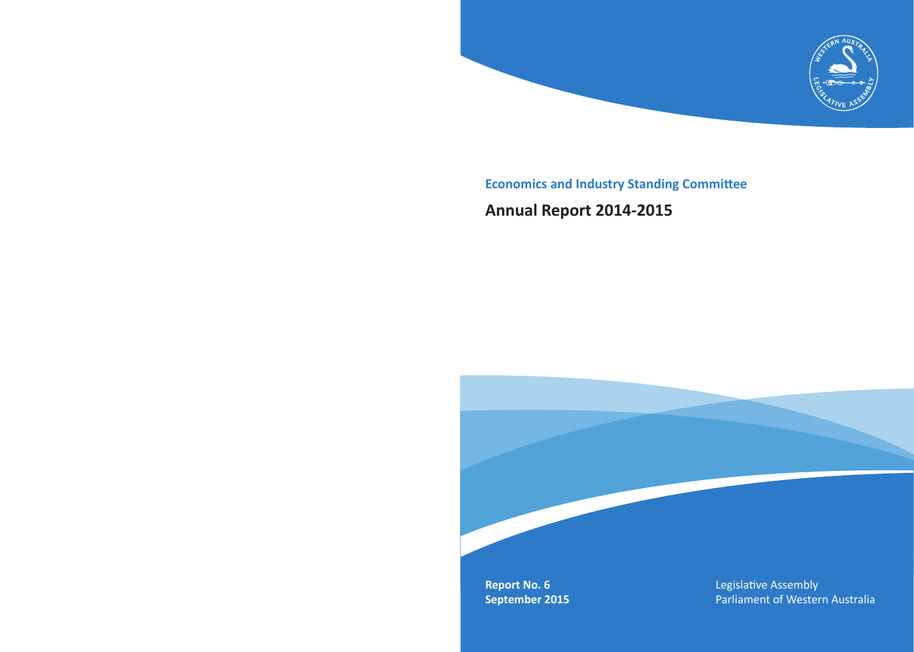## Economics and Industry Standing Committee

# Annual Report 2014-2015

**Report No. 6**
**September 2015**

Legislative Assembly
Parliament of Western Australia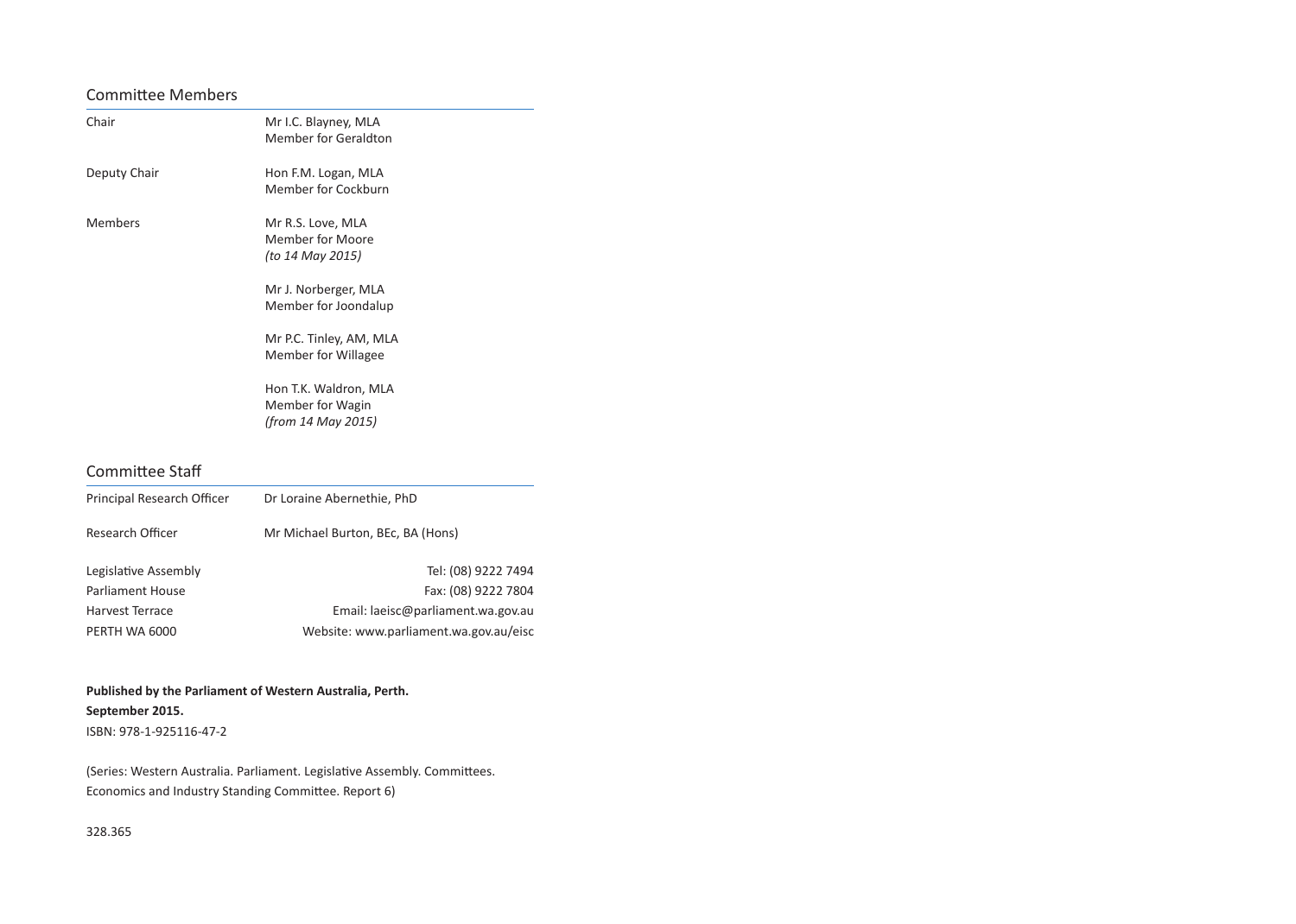## Committee Members

| | |
|---|---|
| Chair | Mr I.C. Blayney, MLA<br>Member for Geraldton |
| Deputy Chair | Hon F.M. Logan, MLA<br>Member for Cockburn |
| Members | Mr R.S. Love, MLA<br>Member for Moore<br>*(to 14 May 2015)* |
| | Mr J. Norberger, MLA<br>Member for Joondalup |
| | Mr P.C. Tinley, AM, MLA<br>Member for Willagee |
| | Hon T.K. Waldron, MLA<br>Member for Wagin<br>*(from 14 May 2015)* |

## Committee Staff

| | |
|---|---|
| Principal Research Officer | Dr Loraine Abernethie, PhD |
| Research Officer | Mr Michael Burton, BEc, BA (Hons) |

| | |
|---|---|
| Legislative Assembly | Tel: (08) 9222 7494 |
| Parliament House | Fax: (08) 9222 7804 |
| Harvest Terrace | Email: laeisc@parliament.wa.gov.au |
| PERTH WA 6000 | Website: www.parliament.wa.gov.au/eisc |

**Published by the Parliament of Western Australia, Perth.**

**September 2015.**

ISBN: 978-1-925116-47-2

(Series: Western Australia. Parliament. Legislative Assembly. Committees. Economics and Industry Standing Committee. Report 6)

328.365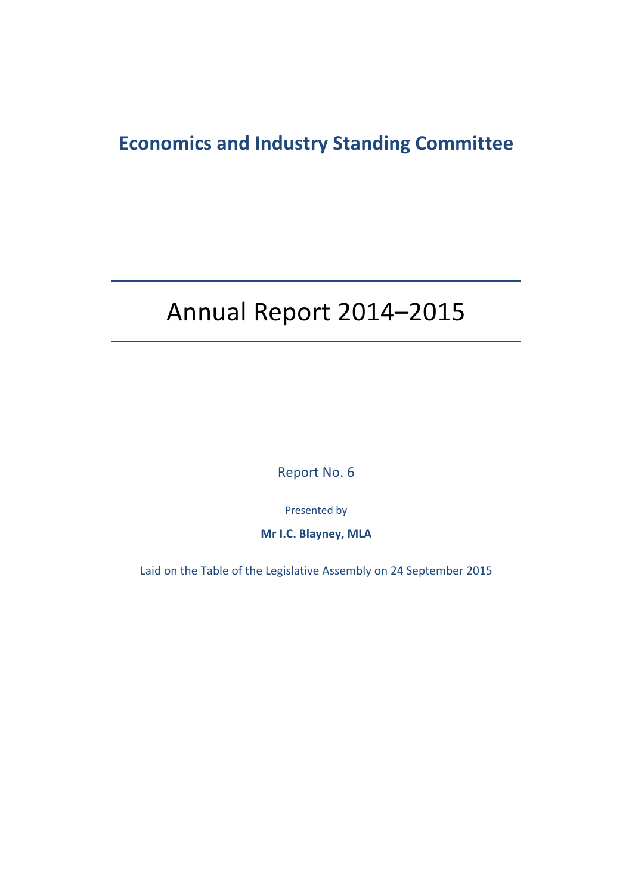# Economics and Industry Standing Committee

---

# Annual Report 2014–2015

---

Report No. 6

Presented by

**Mr I.C. Blayney, MLA**

Laid on the Table of the Legislative Assembly on 24 September 2015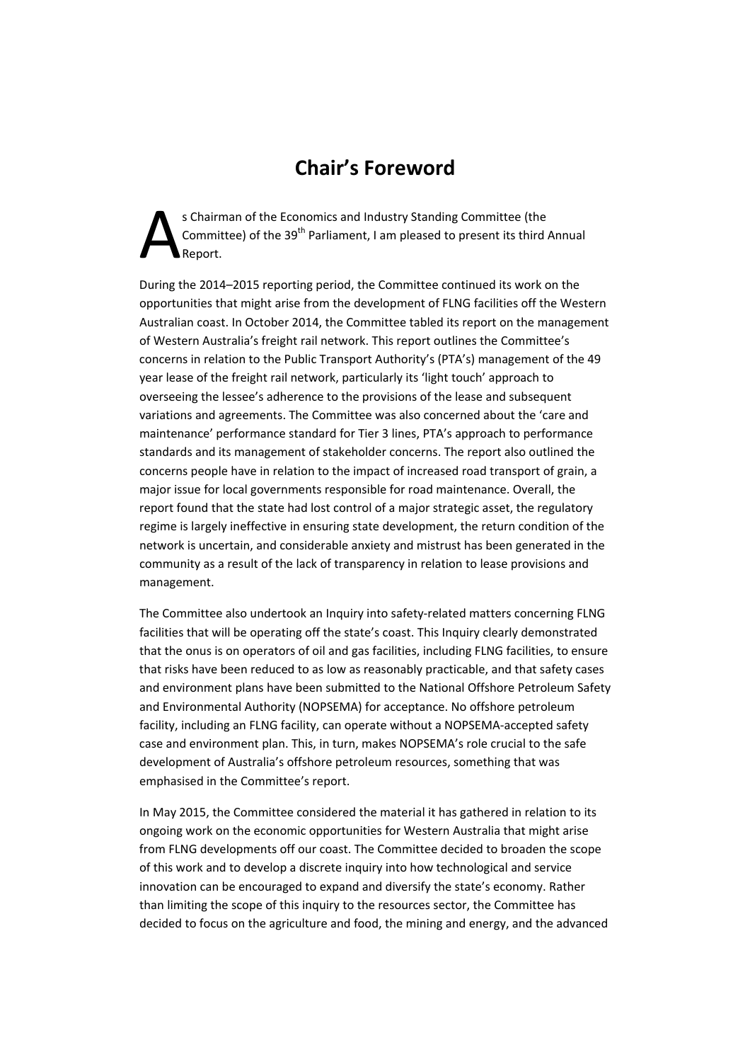# Chair's Foreword

As Chairman of the Economics and Industry Standing Committee (the Committee) of the 39th Parliament, I am pleased to present its third Annual Report.

During the 2014–2015 reporting period, the Committee continued its work on the opportunities that might arise from the development of FLNG facilities off the Western Australian coast. In October 2014, the Committee tabled its report on the management of Western Australia's freight rail network. This report outlines the Committee's concerns in relation to the Public Transport Authority's (PTA's) management of the 49 year lease of the freight rail network, particularly its 'light touch' approach to overseeing the lessee's adherence to the provisions of the lease and subsequent variations and agreements. The Committee was also concerned about the 'care and maintenance' performance standard for Tier 3 lines, PTA's approach to performance standards and its management of stakeholder concerns. The report also outlined the concerns people have in relation to the impact of increased road transport of grain, a major issue for local governments responsible for road maintenance. Overall, the report found that the state had lost control of a major strategic asset, the regulatory regime is largely ineffective in ensuring state development, the return condition of the network is uncertain, and considerable anxiety and mistrust has been generated in the community as a result of the lack of transparency in relation to lease provisions and management.

The Committee also undertook an Inquiry into safety-related matters concerning FLNG facilities that will be operating off the state's coast. This Inquiry clearly demonstrated that the onus is on operators of oil and gas facilities, including FLNG facilities, to ensure that risks have been reduced to as low as reasonably practicable, and that safety cases and environment plans have been submitted to the National Offshore Petroleum Safety and Environmental Authority (NOPSEMA) for acceptance. No offshore petroleum facility, including an FLNG facility, can operate without a NOPSEMA-accepted safety case and environment plan. This, in turn, makes NOPSEMA's role crucial to the safe development of Australia's offshore petroleum resources, something that was emphasised in the Committee's report.

In May 2015, the Committee considered the material it has gathered in relation to its ongoing work on the economic opportunities for Western Australia that might arise from FLNG developments off our coast. The Committee decided to broaden the scope of this work and to develop a discrete inquiry into how technological and service innovation can be encouraged to expand and diversify the state's economy. Rather than limiting the scope of this inquiry to the resources sector, the Committee has decided to focus on the agriculture and food, the mining and energy, and the advanced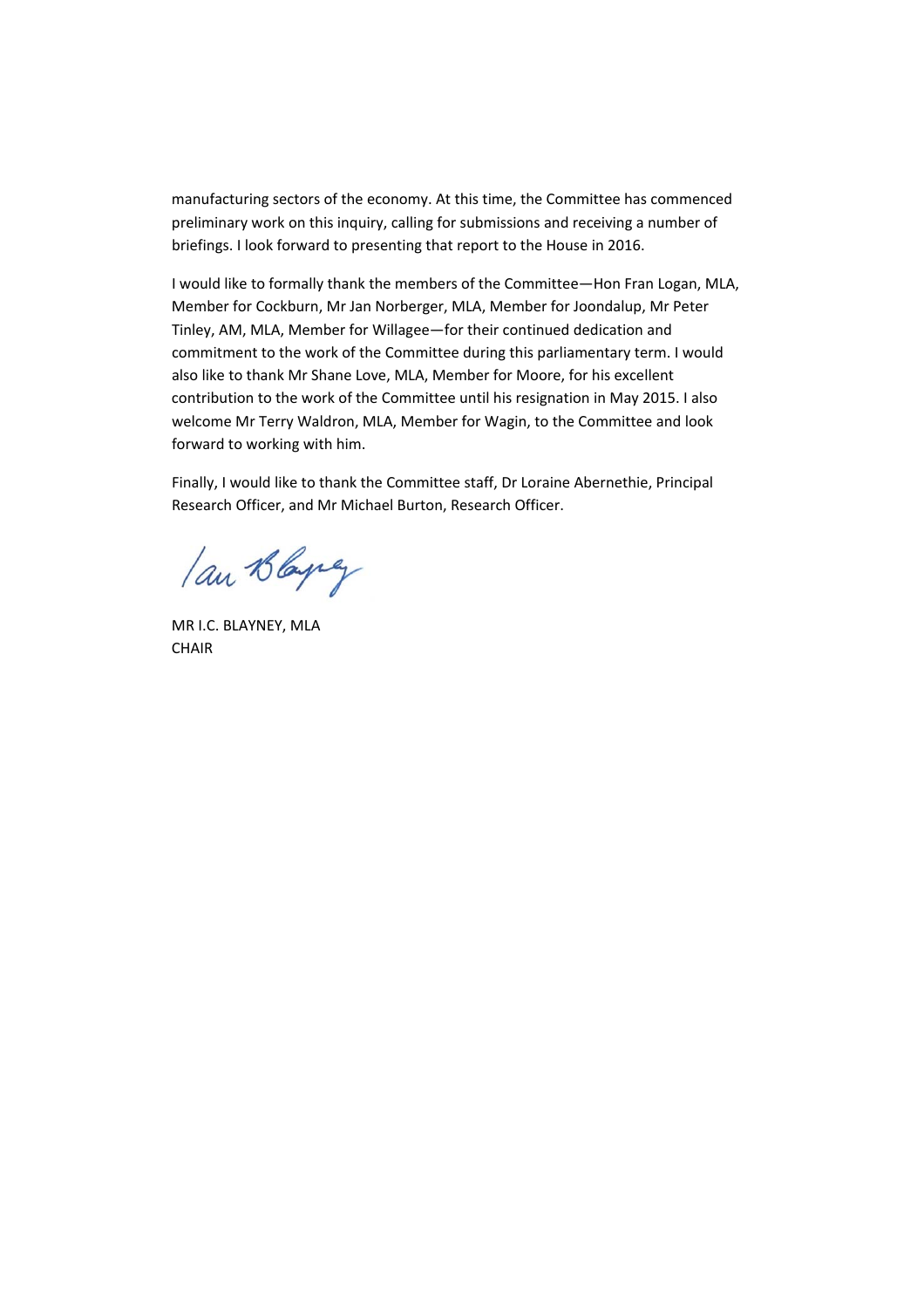manufacturing sectors of the economy. At this time, the Committee has commenced preliminary work on this inquiry, calling for submissions and receiving a number of briefings. I look forward to presenting that report to the House in 2016.

I would like to formally thank the members of the Committee—Hon Fran Logan, MLA, Member for Cockburn, Mr Jan Norberger, MLA, Member for Joondalup, Mr Peter Tinley, AM, MLA, Member for Willagee—for their continued dedication and commitment to the work of the Committee during this parliamentary term. I would also like to thank Mr Shane Love, MLA, Member for Moore, for his excellent contribution to the work of the Committee until his resignation in May 2015. I also welcome Mr Terry Waldron, MLA, Member for Wagin, to the Committee and look forward to working with him.

Finally, I would like to thank the Committee staff, Dr Loraine Abernethie, Principal Research Officer, and Mr Michael Burton, Research Officer.

MR I.C. BLAYNEY, MLA
CHAIR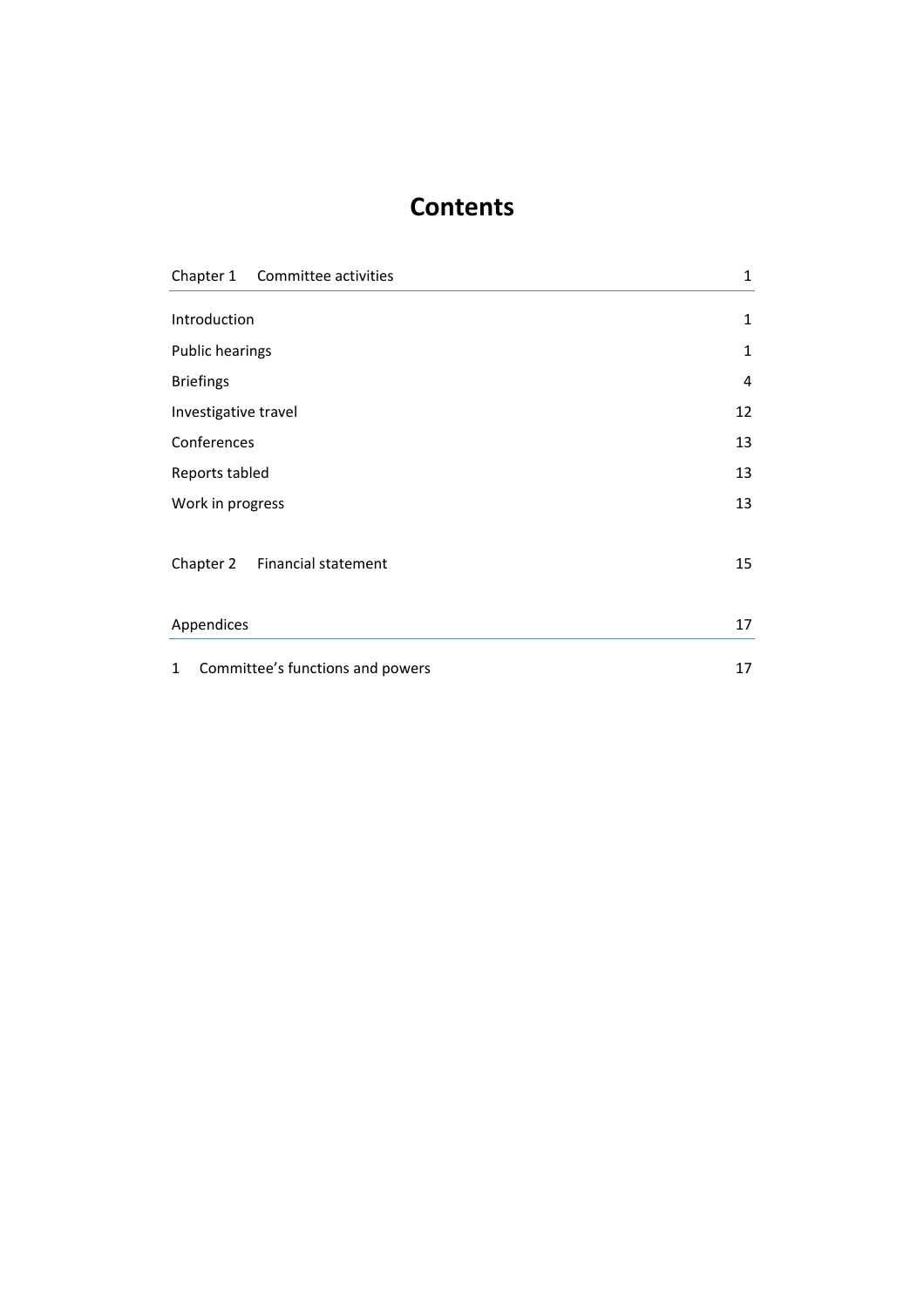# Contents

| | |
|---|---|
| Chapter 1 Committee activities | 1 |
| Introduction | 1 |
| Public hearings | 1 |
| Briefings | 4 |
| Investigative travel | 12 |
| Conferences | 13 |
| Reports tabled | 13 |
| Work in progress | 13 |
| Chapter 2 Financial statement | 15 |
| Appendices | 17 |
| 1 Committee's functions and powers | 17 |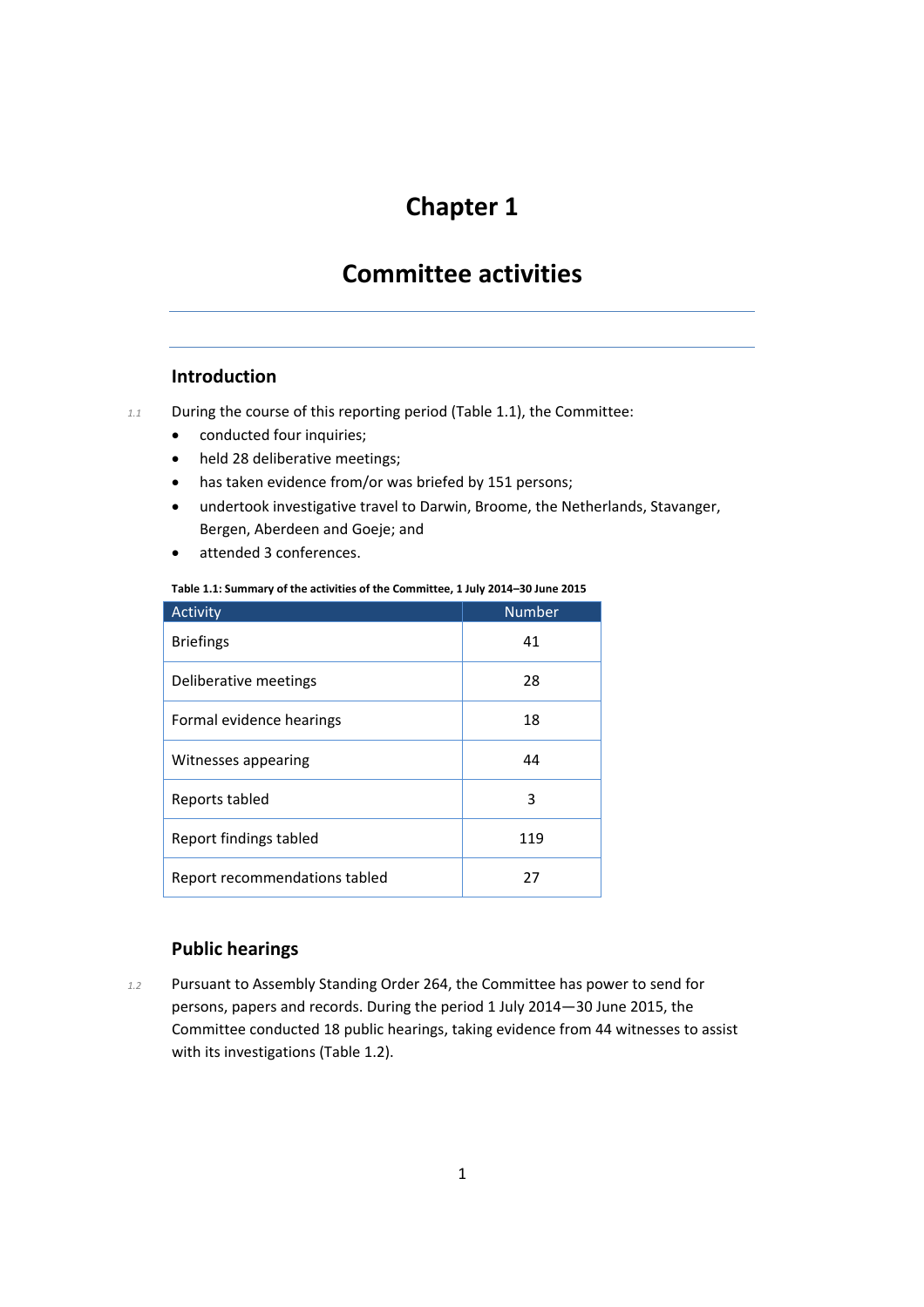# Chapter 1

# Committee activities

## Introduction

1.1 During the course of this reporting period (Table 1.1), the Committee:

- conducted four inquiries;
- held 28 deliberative meetings;
- has taken evidence from/or was briefed by 151 persons;
- undertook investigative travel to Darwin, Broome, the Netherlands, Stavanger, Bergen, Aberdeen and Goeje; and
- attended 3 conferences.

**Table 1.1: Summary of the activities of the Committee, 1 July 2014–30 June 2015**

| Activity | Number |
|---|---|
| Briefings | 41 |
| Deliberative meetings | 28 |
| Formal evidence hearings | 18 |
| Witnesses appearing | 44 |
| Reports tabled | 3 |
| Report findings tabled | 119 |
| Report recommendations tabled | 27 |

## Public hearings

1.2 Pursuant to Assembly Standing Order 264, the Committee has power to send for persons, papers and records. During the period 1 July 2014—30 June 2015, the Committee conducted 18 public hearings, taking evidence from 44 witnesses to assist with its investigations (Table 1.2).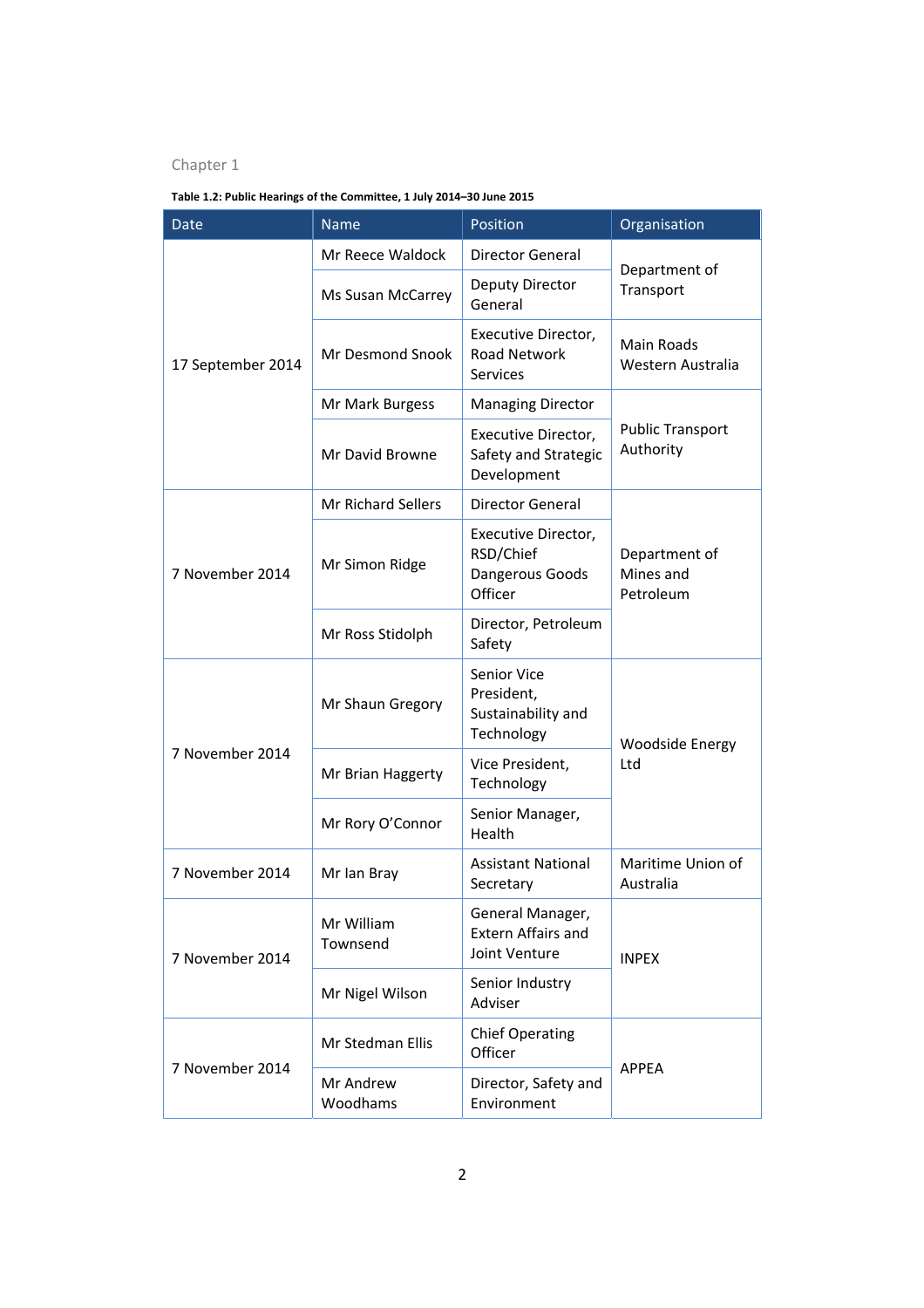**Table 1.2: Public Hearings of the Committee, 1 July 2014–30 June 2015**

| Date | Name | Position | Organisation |
|---|---|---|---|
| 17 September 2014 | Mr Reece Waldock | Director General | Department of Transport |
| | Ms Susan McCarrey | Deputy Director General | |
| | Mr Desmond Snook | Executive Director, Road Network Services | Main Roads Western Australia |
| | Mr Mark Burgess | Managing Director | Public Transport Authority |
| | Mr David Browne | Executive Director, Safety and Strategic Development | |
| 7 November 2014 | Mr Richard Sellers | Director General | Department of Mines and Petroleum |
| | Mr Simon Ridge | Executive Director, RSD/Chief Dangerous Goods Officer | |
| | Mr Ross Stidolph | Director, Petroleum Safety | |
| 7 November 2014 | Mr Shaun Gregory | Senior Vice President, Sustainability and Technology | Woodside Energy Ltd |
| | Mr Brian Haggerty | Vice President, Technology | |
| | Mr Rory O'Connor | Senior Manager, Health | |
| 7 November 2014 | Mr Ian Bray | Assistant National Secretary | Maritime Union of Australia |
| 7 November 2014 | Mr William Townsend | General Manager, Extern Affairs and Joint Venture | INPEX |
| | Mr Nigel Wilson | Senior Industry Adviser | |
| 7 November 2014 | Mr Stedman Ellis | Chief Operating Officer | APPEA |
| | Mr Andrew Woodhams | Director, Safety and Environment | |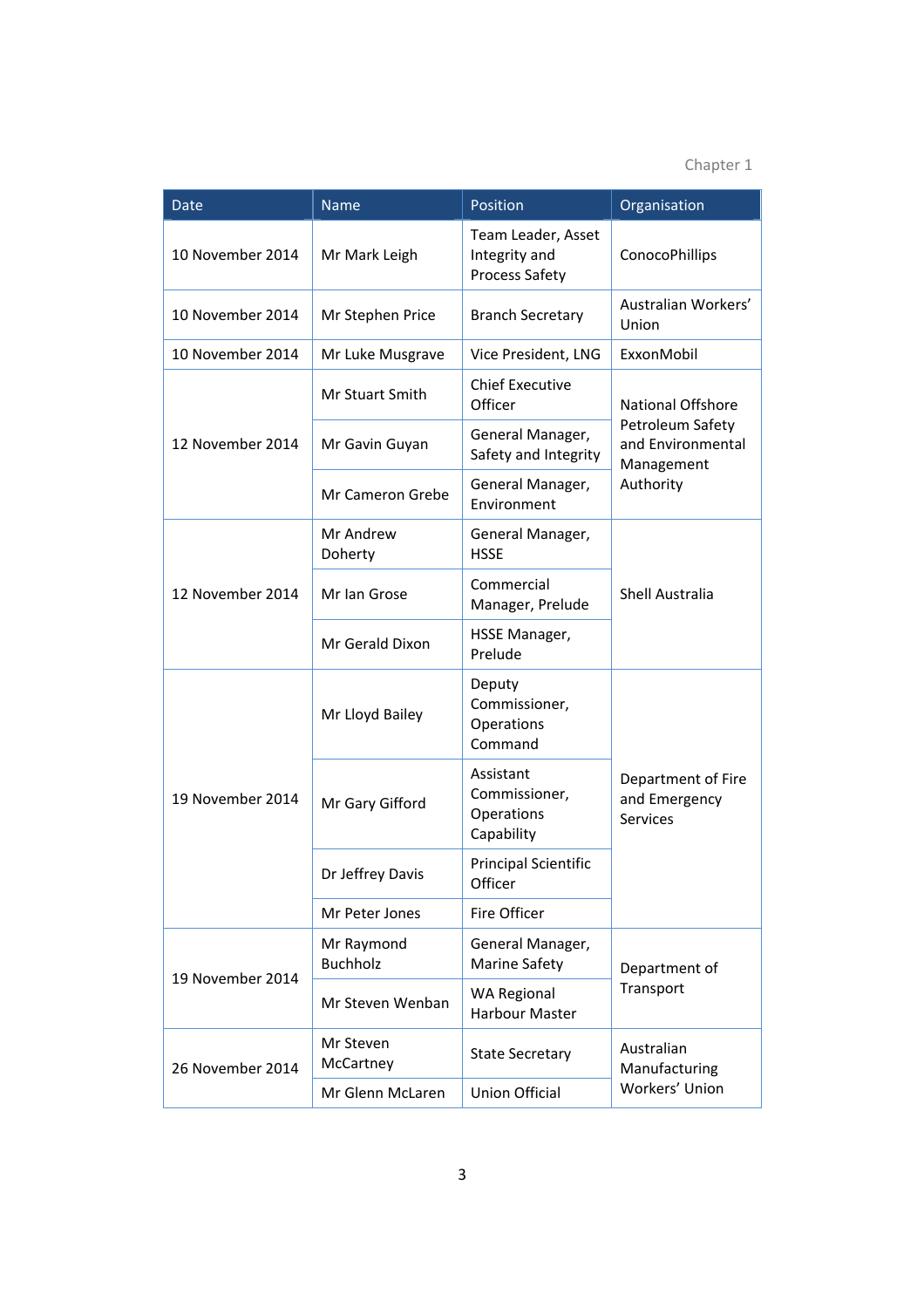| Date | Name | Position | Organisation |
|---|---|---|---|
| 10 November 2014 | Mr Mark Leigh | Team Leader, Asset Integrity and Process Safety | ConocoPhillips |
| 10 November 2014 | Mr Stephen Price | Branch Secretary | Australian Workers' Union |
| 10 November 2014 | Mr Luke Musgrave | Vice President, LNG | ExxonMobil |
| 12 November 2014 | Mr Stuart Smith | Chief Executive Officer | National Offshore Petroleum Safety and Environmental Management Authority |
| | Mr Gavin Guyan | General Manager, Safety and Integrity | |
| | Mr Cameron Grebe | General Manager, Environment | |
| 12 November 2014 | Mr Andrew Doherty | General Manager, HSSE | Shell Australia |
| | Mr Ian Grose | Commercial Manager, Prelude | |
| | Mr Gerald Dixon | HSSE Manager, Prelude | |
| 19 November 2014 | Mr Lloyd Bailey | Deputy Commissioner, Operations Command | Department of Fire and Emergency Services |
| | Mr Gary Gifford | Assistant Commissioner, Operations Capability | |
| | Dr Jeffrey Davis | Principal Scientific Officer | |
| | Mr Peter Jones | Fire Officer | |
| 19 November 2014 | Mr Raymond Buchholz | General Manager, Marine Safety | Department of Transport |
| | Mr Steven Wenban | WA Regional Harbour Master | |
| 26 November 2014 | Mr Steven McCartney | State Secretary | Australian Manufacturing Workers' Union |
| | Mr Glenn McLaren | Union Official | |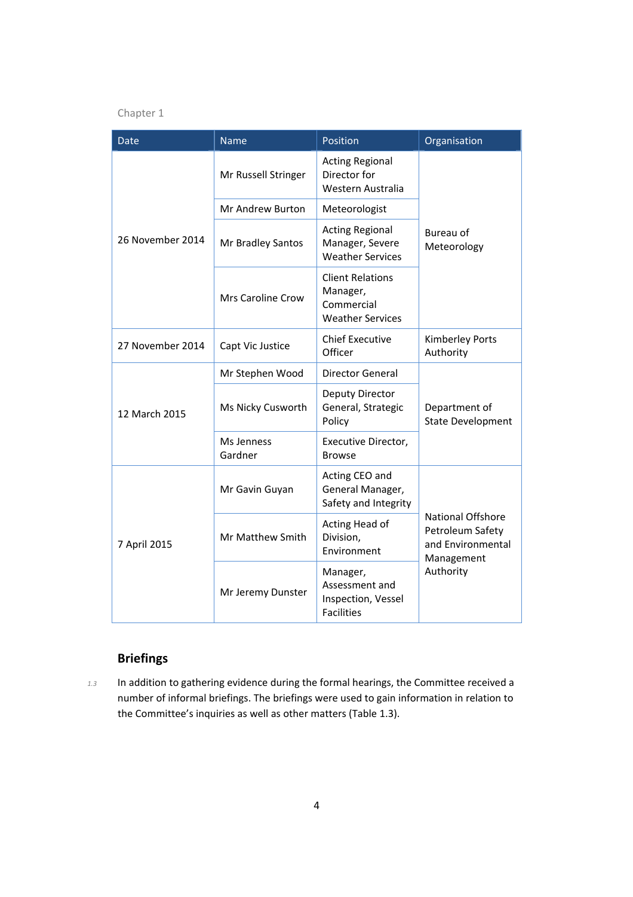| Date | Name | Position | Organisation |
|---|---|---|---|
| 26 November 2014 | Mr Russell Stringer | Acting Regional Director for Western Australia | Bureau of Meteorology |
| | Mr Andrew Burton | Meteorologist | |
| | Mr Bradley Santos | Acting Regional Manager, Severe Weather Services | |
| | Mrs Caroline Crow | Client Relations Manager, Commercial Weather Services | |
| 27 November 2014 | Capt Vic Justice | Chief Executive Officer | Kimberley Ports Authority |
| 12 March 2015 | Mr Stephen Wood | Director General | Department of State Development |
| | Ms Nicky Cusworth | Deputy Director General, Strategic Policy | |
| | Ms Jenness Gardner | Executive Director, Browse | |
| 7 April 2015 | Mr Gavin Guyan | Acting CEO and General Manager, Safety and Integrity | National Offshore Petroleum Safety and Environmental Management Authority |
| | Mr Matthew Smith | Acting Head of Division, Environment | |
| | Mr Jeremy Dunster | Manager, Assessment and Inspection, Vessel Facilities | |

### Briefings

1.3 In addition to gathering evidence during the formal hearings, the Committee received a number of informal briefings. The briefings were used to gain information in relation to the Committee's inquiries as well as other matters (Table 1.3).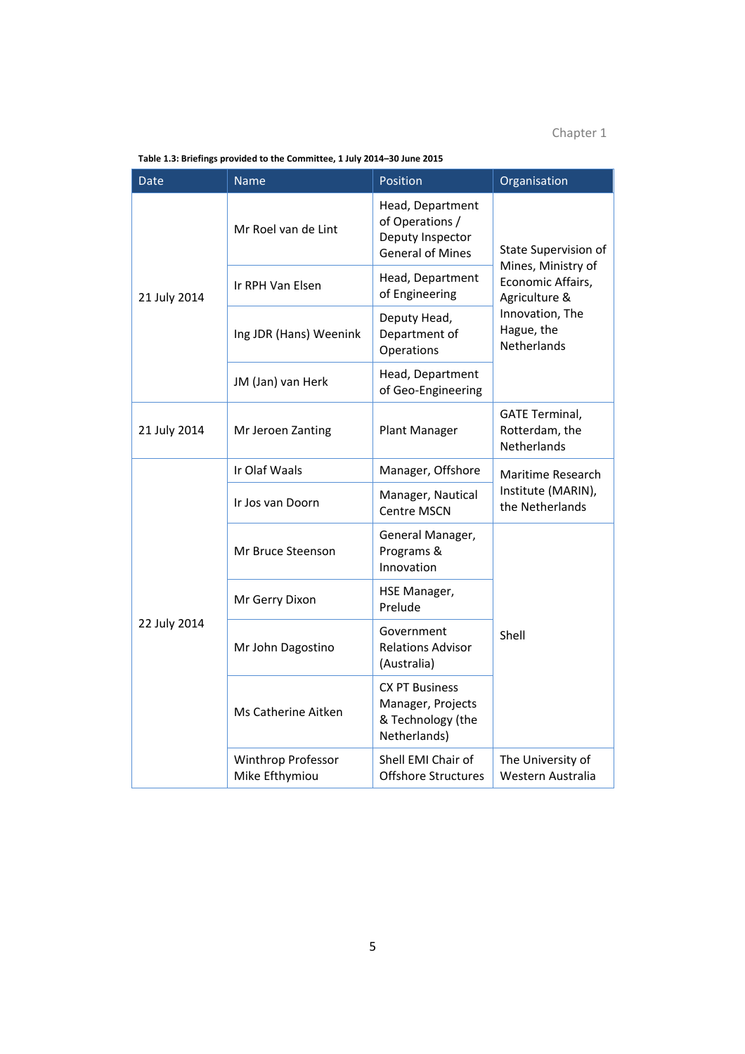**Table 1.3: Briefings provided to the Committee, 1 July 2014–30 June 2015**

| Date | Name | Position | Organisation |
|---|---|---|---|
| 21 July 2014 | Mr Roel van de Lint | Head, Department of Operations / Deputy Inspector General of Mines | State Supervision of Mines, Ministry of Economic Affairs, Agriculture & Innovation, The Hague, the Netherlands |
| | Ir RPH Van Elsen | Head, Department of Engineering | |
| | Ing JDR (Hans) Weenink | Deputy Head, Department of Operations | |
| | JM (Jan) van Herk | Head, Department of Geo-Engineering | |
| 21 July 2014 | Mr Jeroen Zanting | Plant Manager | GATE Terminal, Rotterdam, the Netherlands |
| 22 July 2014 | Ir Olaf Waals | Manager, Offshore | Maritime Research Institute (MARIN), the Netherlands |
| | Ir Jos van Doorn | Manager, Nautical Centre MSCN | |
| | Mr Bruce Steenson | General Manager, Programs & Innovation | Shell |
| | Mr Gerry Dixon | HSE Manager, Prelude | |
| | Mr John Dagostino | Government Relations Advisor (Australia) | |
| | Ms Catherine Aitken | CX PT Business Manager, Projects & Technology (the Netherlands) | |
| | Winthrop Professor Mike Efthymiou | Shell EMI Chair of Offshore Structures | The University of Western Australia |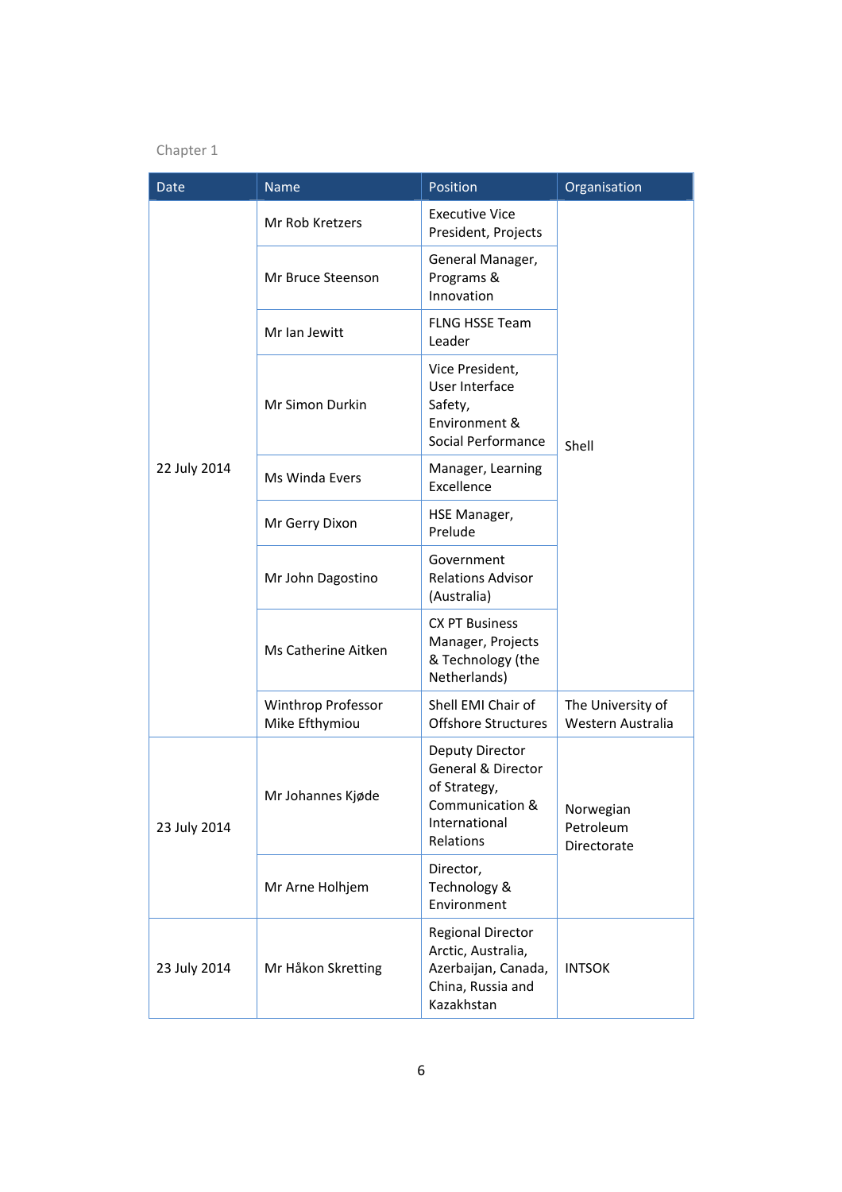| Date | Name | Position | Organisation |
|---|---|---|---|
| 22 July 2014 | Mr Rob Kretzers | Executive Vice President, Projects | Shell |
| | Mr Bruce Steenson | General Manager, Programs & Innovation | |
| | Mr Ian Jewitt | FLNG HSSE Team Leader | |
| | Mr Simon Durkin | Vice President, User Interface Safety, Environment & Social Performance | |
| | Ms Winda Evers | Manager, Learning Excellence | |
| | Mr Gerry Dixon | HSE Manager, Prelude | |
| | Mr John Dagostino | Government Relations Advisor (Australia) | |
| | Ms Catherine Aitken | CX PT Business Manager, Projects & Technology (the Netherlands) | |
| | Winthrop Professor Mike Efthymiou | Shell EMI Chair of Offshore Structures | The University of Western Australia |
| 23 July 2014 | Mr Johannes Kjøde | Deputy Director General & Director of Strategy, Communication & International Relations | Norwegian Petroleum Directorate |
| | Mr Arne Holhjem | Director, Technology & Environment | |
| 23 July 2014 | Mr Håkon Skretting | Regional Director Arctic, Australia, Azerbaijan, Canada, China, Russia and Kazakhstan | INTSOK |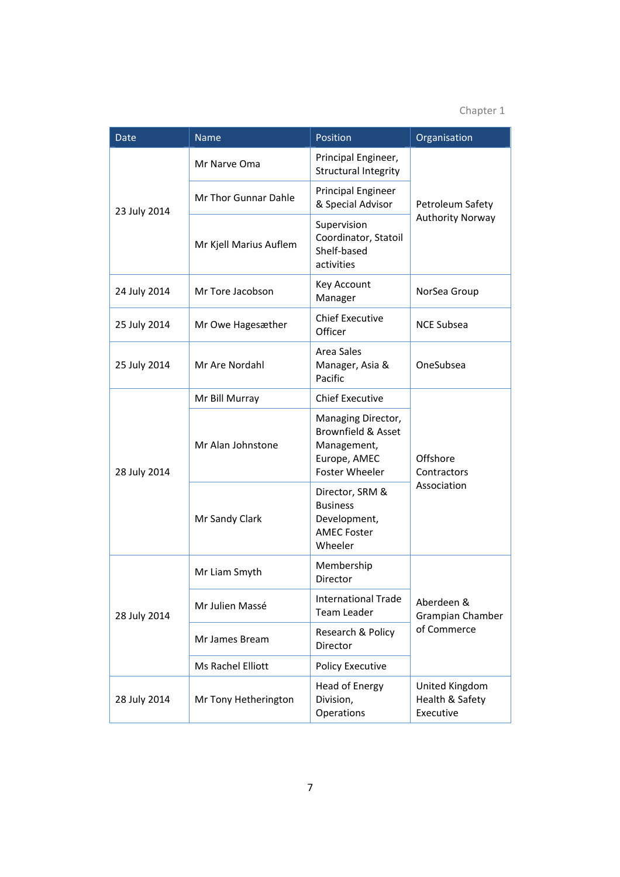| Date | Name | Position | Organisation |
| --- | --- | --- | --- |
| 23 July 2014 | Mr Narve Oma | Principal Engineer, Structural Integrity | Petroleum Safety Authority Norway |
| | Mr Thor Gunnar Dahle | Principal Engineer & Special Advisor | |
| | Mr Kjell Marius Auflem | Supervision Coordinator, Statoil Shelf-based activities | |
| 24 July 2014 | Mr Tore Jacobson | Key Account Manager | NorSea Group |
| 25 July 2014 | Mr Owe Hagesæther | Chief Executive Officer | NCE Subsea |
| 25 July 2014 | Mr Are Nordahl | Area Sales Manager, Asia & Pacific | OneSubsea |
| 28 July 2014 | Mr Bill Murray | Chief Executive | Offshore Contractors Association |
| | Mr Alan Johnstone | Managing Director, Brownfield & Asset Management, Europe, AMEC Foster Wheeler | |
| | Mr Sandy Clark | Director, SRM & Business Development, AMEC Foster Wheeler | |
| 28 July 2014 | Mr Liam Smyth | Membership Director | Aberdeen & Grampian Chamber of Commerce |
| | Mr Julien Massé | International Trade Team Leader | |
| | Mr James Bream | Research & Policy Director | |
| | Ms Rachel Elliott | Policy Executive | |
| 28 July 2014 | Mr Tony Hetherington | Head of Energy Division, Operations | United Kingdom Health & Safety Executive |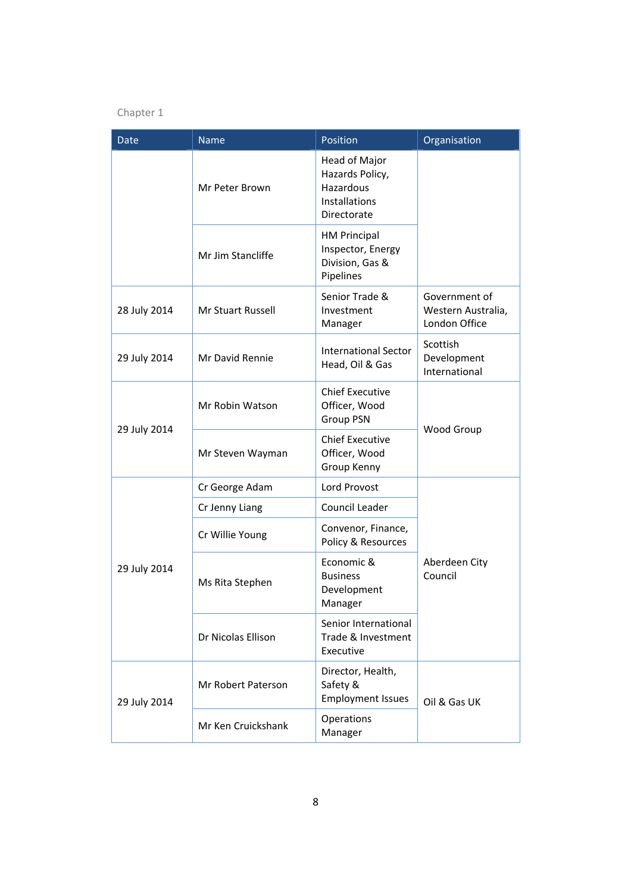| Date | Name | Position | Organisation |
|---|---|---|---|
| | Mr Peter Brown | Head of Major Hazards Policy, Hazardous Installations Directorate | |
| | Mr Jim Stancliffe | HM Principal Inspector, Energy Division, Gas & Pipelines | |
| 28 July 2014 | Mr Stuart Russell | Senior Trade & Investment Manager | Government of Western Australia, London Office |
| 29 July 2014 | Mr David Rennie | International Sector Head, Oil & Gas | Scottish Development International |
| 29 July 2014 | Mr Robin Watson | Chief Executive Officer, Wood Group PSN | Wood Group |
| | Mr Steven Wayman | Chief Executive Officer, Wood Group Kenny | |
| 29 July 2014 | Cr George Adam | Lord Provost | Aberdeen City Council |
| | Cr Jenny Liang | Council Leader | |
| | Cr Willie Young | Convenor, Finance, Policy & Resources | |
| | Ms Rita Stephen | Economic & Business Development Manager | |
| | Dr Nicolas Ellison | Senior International Trade & Investment Executive | |
| 29 July 2014 | Mr Robert Paterson | Director, Health, Safety & Employment Issues | Oil & Gas UK |
| | Mr Ken Cruickshank | Operations Manager | |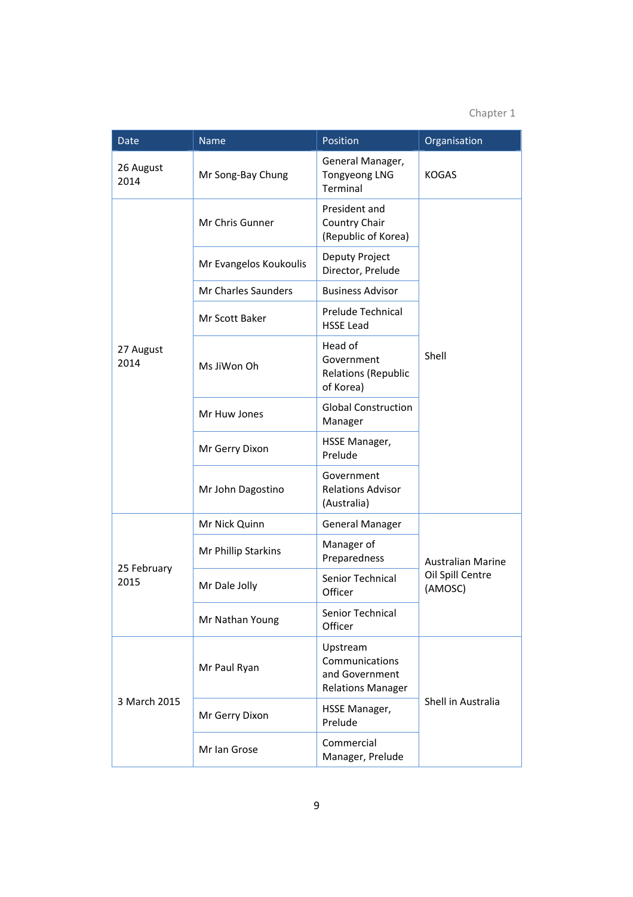| Date | Name | Position | Organisation |
|---|---|---|---|
| 26 August 2014 | Mr Song-Bay Chung | General Manager, Tongyeong LNG Terminal | KOGAS |
| 27 August 2014 | Mr Chris Gunner | President and Country Chair (Republic of Korea) | Shell |
| | Mr Evangelos Koukoulis | Deputy Project Director, Prelude | |
| | Mr Charles Saunders | Business Advisor | |
| | Mr Scott Baker | Prelude Technical HSSE Lead | |
| | Ms JiWon Oh | Head of Government Relations (Republic of Korea) | |
| | Mr Huw Jones | Global Construction Manager | |
| | Mr Gerry Dixon | HSSE Manager, Prelude | |
| | Mr John Dagostino | Government Relations Advisor (Australia) | |
| 25 February 2015 | Mr Nick Quinn | General Manager | Australian Marine Oil Spill Centre (AMOSC) |
| | Mr Phillip Starkins | Manager of Preparedness | |
| | Mr Dale Jolly | Senior Technical Officer | |
| | Mr Nathan Young | Senior Technical Officer | |
| 3 March 2015 | Mr Paul Ryan | Upstream Communications and Government Relations Manager | Shell in Australia |
| | Mr Gerry Dixon | HSSE Manager, Prelude | |
| | Mr Ian Grose | Commercial Manager, Prelude | |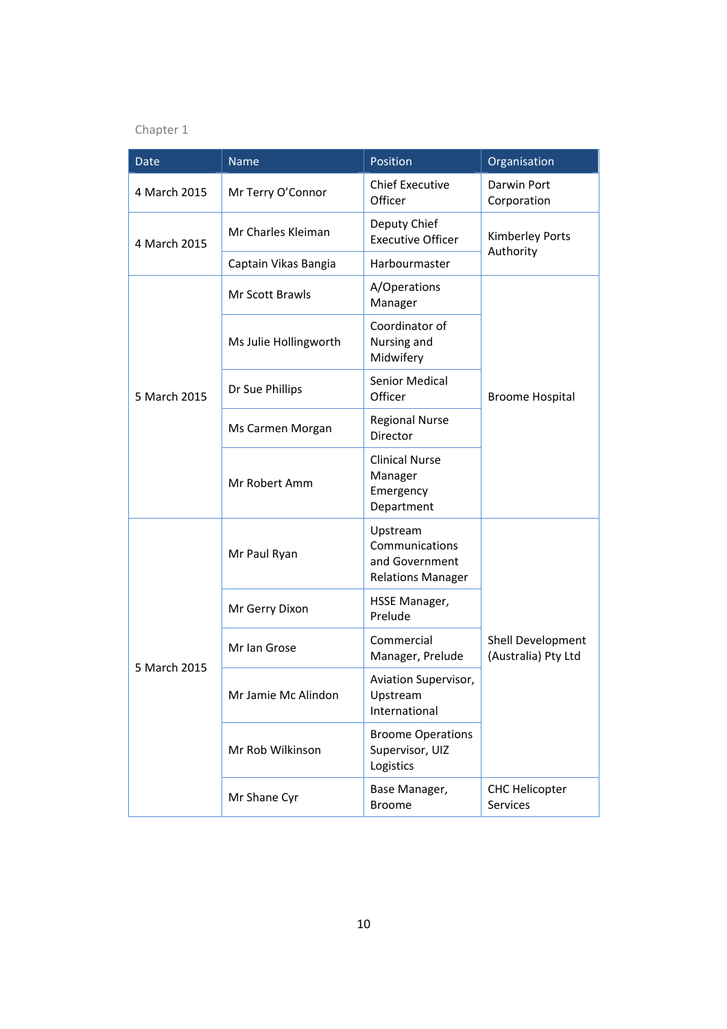| Date | Name | Position | Organisation |
|---|---|---|---|
| 4 March 2015 | Mr Terry O'Connor | Chief Executive Officer | Darwin Port Corporation |
| 4 March 2015 | Mr Charles Kleiman | Deputy Chief Executive Officer | Kimberley Ports Authority |
| | Captain Vikas Bangia | Harbourmaster | |
| 5 March 2015 | Mr Scott Brawls | A/Operations Manager | Broome Hospital |
| | Ms Julie Hollingworth | Coordinator of Nursing and Midwifery | |
| | Dr Sue Phillips | Senior Medical Officer | |
| | Ms Carmen Morgan | Regional Nurse Director | |
| | Mr Robert Amm | Clinical Nurse Manager Emergency Department | |
| 5 March 2015 | Mr Paul Ryan | Upstream Communications and Government Relations Manager | Shell Development (Australia) Pty Ltd |
| | Mr Gerry Dixon | HSSE Manager, Prelude | |
| | Mr Ian Grose | Commercial Manager, Prelude | |
| | Mr Jamie Mc Alindon | Aviation Supervisor, Upstream International | |
| | Mr Rob Wilkinson | Broome Operations Supervisor, UIZ Logistics | |
| | Mr Shane Cyr | Base Manager, Broome | CHC Helicopter Services |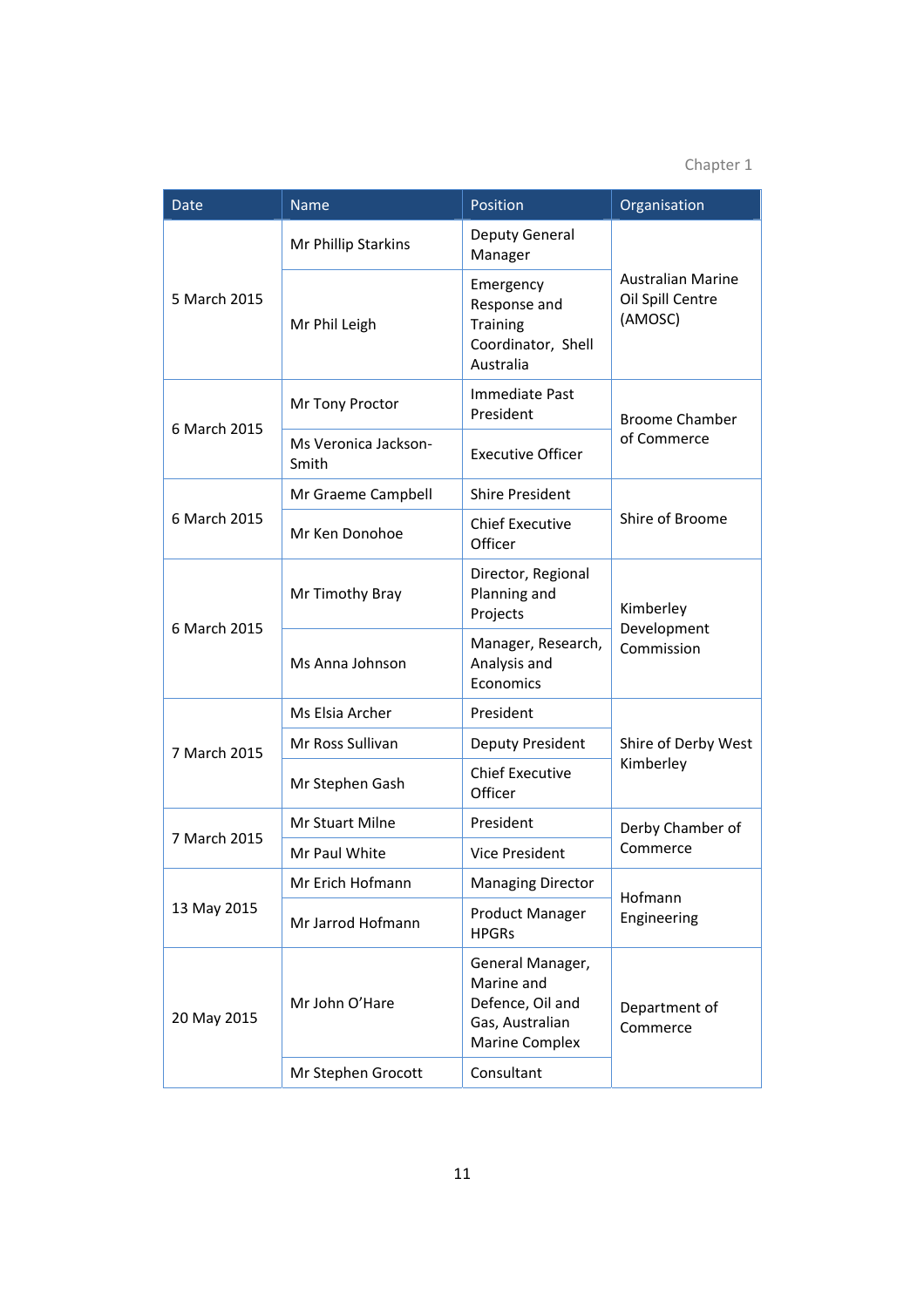| Date | Name | Position | Organisation |
|---|---|---|---|
| 5 March 2015 | Mr Phillip Starkins | Deputy General Manager | Australian Marine Oil Spill Centre (AMOSC) |
| | Mr Phil Leigh | Emergency Response and Training Coordinator, Shell Australia | |
| 6 March 2015 | Mr Tony Proctor | Immediate Past President | Broome Chamber of Commerce |
| | Ms Veronica Jackson-Smith | Executive Officer | |
| 6 March 2015 | Mr Graeme Campbell | Shire President | Shire of Broome |
| | Mr Ken Donohoe | Chief Executive Officer | |
| 6 March 2015 | Mr Timothy Bray | Director, Regional Planning and Projects | Kimberley Development Commission |
| | Ms Anna Johnson | Manager, Research, Analysis and Economics | |
| 7 March 2015 | Ms Elsia Archer | President | Shire of Derby West Kimberley |
| | Mr Ross Sullivan | Deputy President | |
| | Mr Stephen Gash | Chief Executive Officer | |
| 7 March 2015 | Mr Stuart Milne | President | Derby Chamber of Commerce |
| | Mr Paul White | Vice President | |
| 13 May 2015 | Mr Erich Hofmann | Managing Director | Hofmann Engineering |
| | Mr Jarrod Hofmann | Product Manager HPGRs | |
| 20 May 2015 | Mr John O'Hare | General Manager, Marine and Defence, Oil and Gas, Australian Marine Complex | Department of Commerce |
| | Mr Stephen Grocott | Consultant | |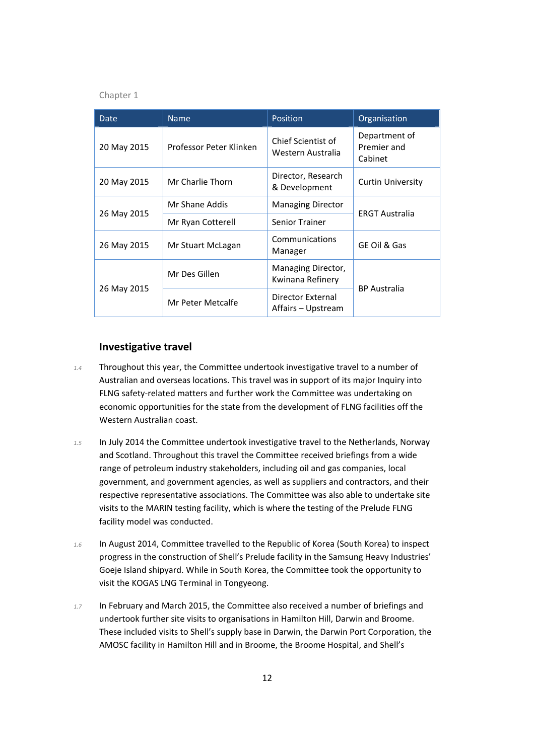| Date | Name | Position | Organisation |
|---|---|---|---|
| 20 May 2015 | Professor Peter Klinken | Chief Scientist of Western Australia | Department of Premier and Cabinet |
| 20 May 2015 | Mr Charlie Thorn | Director, Research & Development | Curtin University |
| 26 May 2015 | Mr Shane Addis | Managing Director | ERGT Australia |
| | Mr Ryan Cotterell | Senior Trainer | |
| 26 May 2015 | Mr Stuart McLagan | Communications Manager | GE Oil & Gas |
| 26 May 2015 | Mr Des Gillen | Managing Director, Kwinana Refinery | BP Australia |
| | Mr Peter Metcalfe | Director External Affairs – Upstream | |

## Investigative travel

1.4 Throughout this year, the Committee undertook investigative travel to a number of Australian and overseas locations. This travel was in support of its major Inquiry into FLNG safety-related matters and further work the Committee was undertaking on economic opportunities for the state from the development of FLNG facilities off the Western Australian coast.

1.5 In July 2014 the Committee undertook investigative travel to the Netherlands, Norway and Scotland. Throughout this travel the Committee received briefings from a wide range of petroleum industry stakeholders, including oil and gas companies, local government, and government agencies, as well as suppliers and contractors, and their respective representative associations. The Committee was also able to undertake site visits to the MARIN testing facility, which is where the testing of the Prelude FLNG facility model was conducted.

1.6 In August 2014, Committee travelled to the Republic of Korea (South Korea) to inspect progress in the construction of Shell's Prelude facility in the Samsung Heavy Industries' Goeje Island shipyard. While in South Korea, the Committee took the opportunity to visit the KOGAS LNG Terminal in Tongyeong.

1.7 In February and March 2015, the Committee also received a number of briefings and undertook further site visits to organisations in Hamilton Hill, Darwin and Broome. These included visits to Shell's supply base in Darwin, the Darwin Port Corporation, the AMOSC facility in Hamilton Hill and in Broome, the Broome Hospital, and Shell's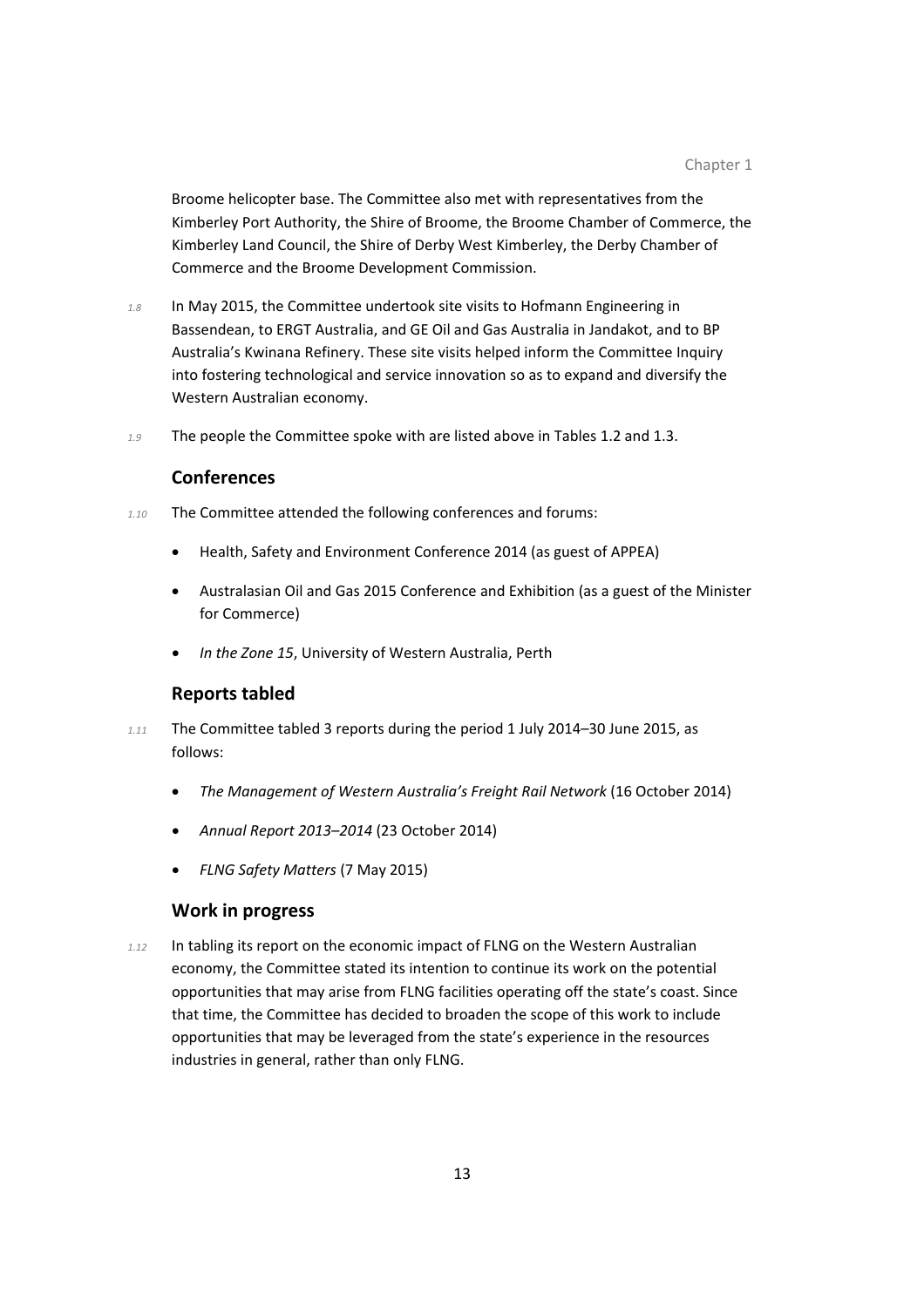Broome helicopter base. The Committee also met with representatives from the Kimberley Port Authority, the Shire of Broome, the Broome Chamber of Commerce, the Kimberley Land Council, the Shire of Derby West Kimberley, the Derby Chamber of Commerce and the Broome Development Commission.

*1.8* In May 2015, the Committee undertook site visits to Hofmann Engineering in Bassendean, to ERGT Australia, and GE Oil and Gas Australia in Jandakot, and to BP Australia's Kwinana Refinery. These site visits helped inform the Committee Inquiry into fostering technological and service innovation so as to expand and diversify the Western Australian economy.

*1.9* The people the Committee spoke with are listed above in Tables 1.2 and 1.3.

### Conferences

*1.10* The Committee attended the following conferences and forums:

- Health, Safety and Environment Conference 2014 (as guest of APPEA)
- Australasian Oil and Gas 2015 Conference and Exhibition (as a guest of the Minister for Commerce)
- *In the Zone 15*, University of Western Australia, Perth

### Reports tabled

*1.11* The Committee tabled 3 reports during the period 1 July 2014–30 June 2015, as follows:

- *The Management of Western Australia's Freight Rail Network* (16 October 2014)
- *Annual Report 2013–2014* (23 October 2014)
- *FLNG Safety Matters* (7 May 2015)

### Work in progress

*1.12* In tabling its report on the economic impact of FLNG on the Western Australian economy, the Committee stated its intention to continue its work on the potential opportunities that may arise from FLNG facilities operating off the state's coast. Since that time, the Committee has decided to broaden the scope of this work to include opportunities that may be leveraged from the state's experience in the resources industries in general, rather than only FLNG.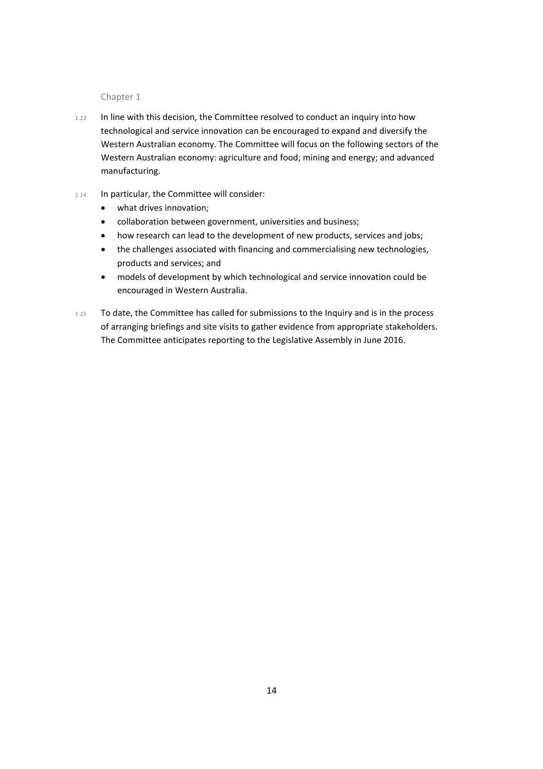1.13 In line with this decision, the Committee resolved to conduct an inquiry into how technological and service innovation can be encouraged to expand and diversify the Western Australian economy. The Committee will focus on the following sectors of the Western Australian economy: agriculture and food; mining and energy; and advanced manufacturing.

1.14 In particular, the Committee will consider:

- what drives innovation;
- collaboration between government, universities and business;
- how research can lead to the development of new products, services and jobs;
- the challenges associated with financing and commercialising new technologies, products and services; and
- models of development by which technological and service innovation could be encouraged in Western Australia.

1.15 To date, the Committee has called for submissions to the Inquiry and is in the process of arranging briefings and site visits to gather evidence from appropriate stakeholders. The Committee anticipates reporting to the Legislative Assembly in June 2016.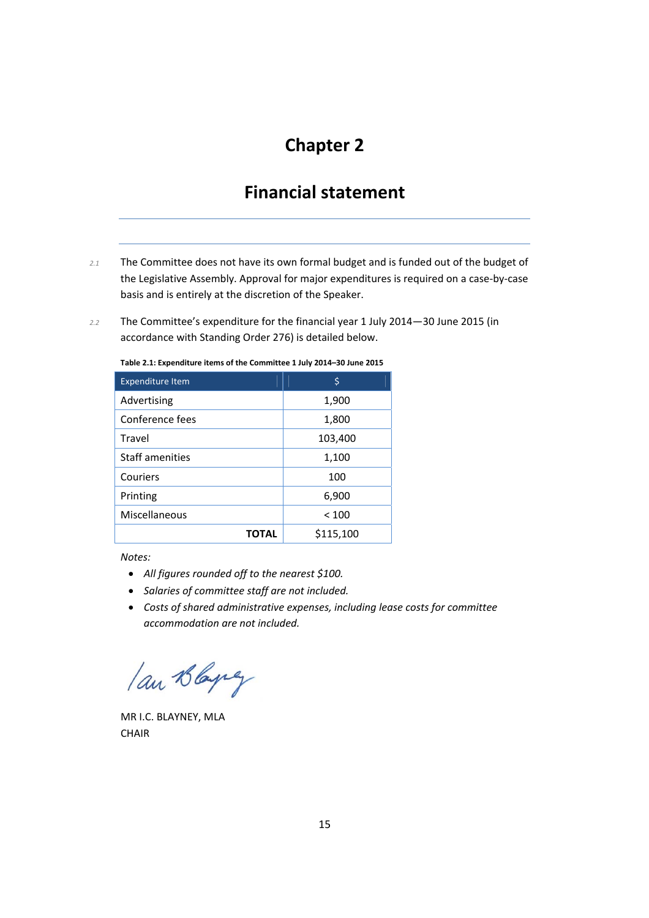# Chapter 2

## Financial statement

2.1 The Committee does not have its own formal budget and is funded out of the budget of the Legislative Assembly. Approval for major expenditures is required on a case-by-case basis and is entirely at the discretion of the Speaker.

2.2 The Committee's expenditure for the financial year 1 July 2014—30 June 2015 (in accordance with Standing Order 276) is detailed below.

**Table 2.1: Expenditure items of the Committee 1 July 2014–30 June 2015**

| Expenditure Item | $ |
|---|---|
| Advertising | 1,900 |
| Conference fees | 1,800 |
| Travel | 103,400 |
| Staff amenities | 1,100 |
| Couriers | 100 |
| Printing | 6,900 |
| Miscellaneous | < 100 |
| **TOTAL** | $115,100 |

*Notes:*

- *All figures rounded off to the nearest $100.*
- *Salaries of committee staff are not included.*
- *Costs of shared administrative expenses, including lease costs for committee accommodation are not included.*

MR I.C. BLAYNEY, MLA
CHAIR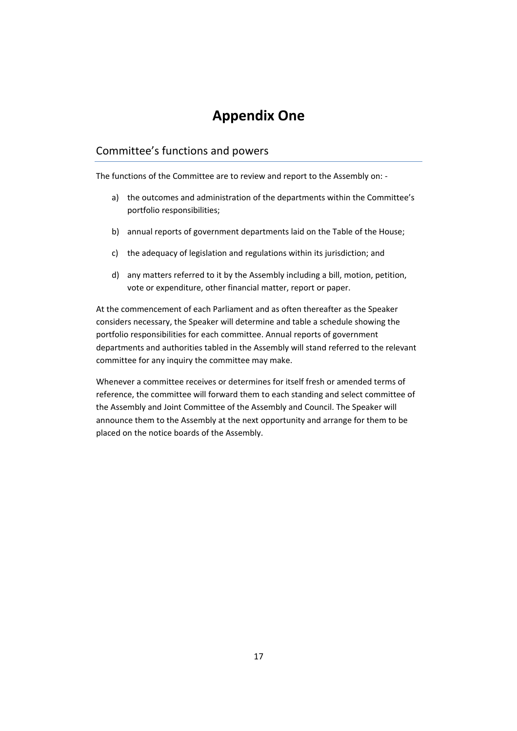# Appendix One

## Committee's functions and powers

The functions of the Committee are to review and report to the Assembly on: -

a) the outcomes and administration of the departments within the Committee's portfolio responsibilities;

b) annual reports of government departments laid on the Table of the House;

c) the adequacy of legislation and regulations within its jurisdiction; and

d) any matters referred to it by the Assembly including a bill, motion, petition, vote or expenditure, other financial matter, report or paper.

At the commencement of each Parliament and as often thereafter as the Speaker considers necessary, the Speaker will determine and table a schedule showing the portfolio responsibilities for each committee. Annual reports of government departments and authorities tabled in the Assembly will stand referred to the relevant committee for any inquiry the committee may make.

Whenever a committee receives or determines for itself fresh or amended terms of reference, the committee will forward them to each standing and select committee of the Assembly and Joint Committee of the Assembly and Council. The Speaker will announce them to the Assembly at the next opportunity and arrange for them to be placed on the notice boards of the Assembly.